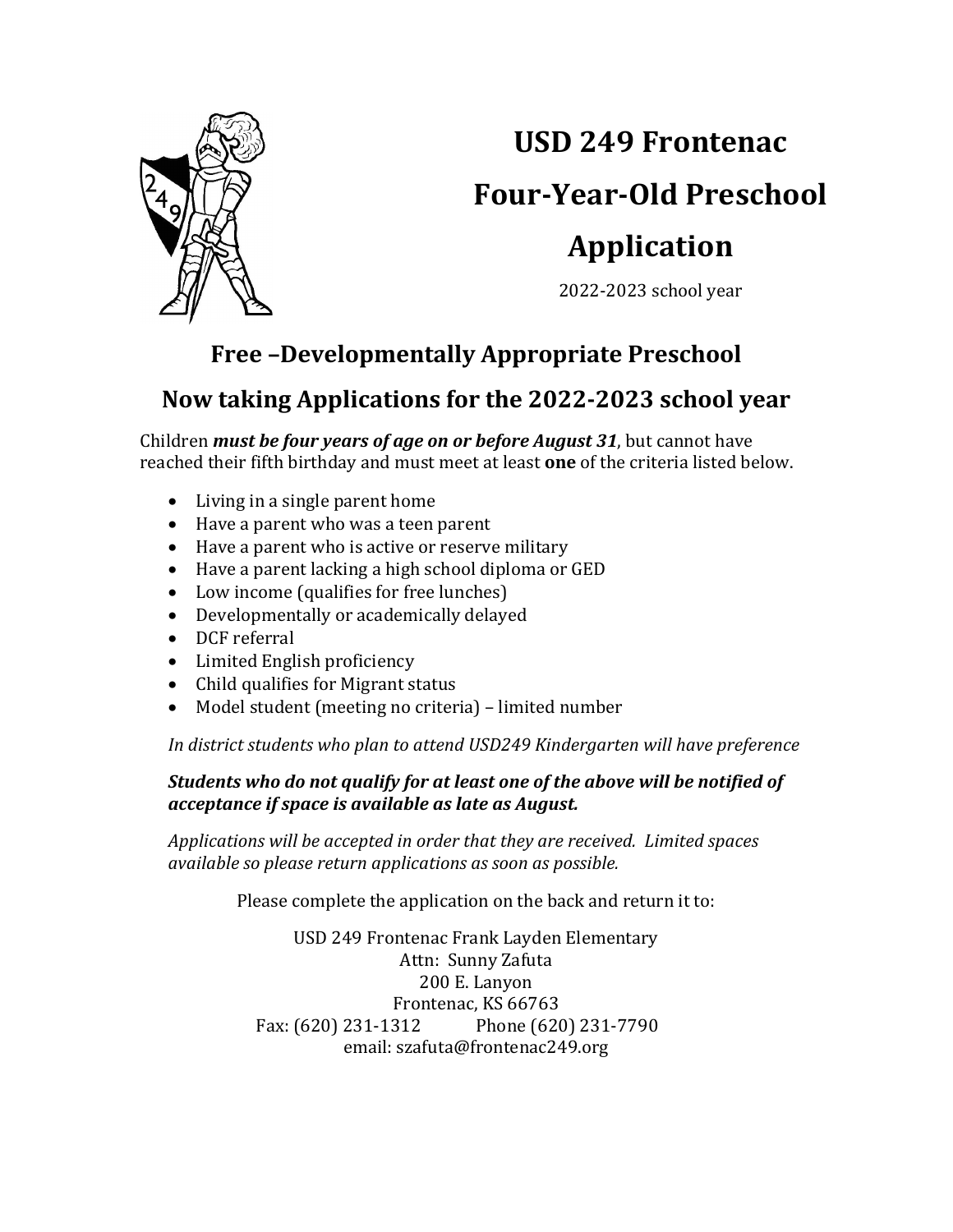# USD 249 Frontenac Four-Year-Old Preschool Application

2022-2023 school year

## Free –Developmentally Appropriate Preschool

## Now taking Applications for the 2022-2023 school year

Children ***must be four years of age on or before August 31***, but cannot have reached their fifth birthday and must meet at least **one** of the criteria listed below.

- Living in a single parent home
- Have a parent who was a teen parent
- Have a parent who is active or reserve military
- Have a parent lacking a high school diploma or GED
- Low income (qualifies for free lunches)
- Developmentally or academically delayed
- DCF referral
- Limited English proficiency
- Child qualifies for Migrant status
- Model student (meeting no criteria) – limited number

*In district students who plan to attend USD249 Kindergarten will have preference*

***Students who do not qualify for at least one of the above will be notified of acceptance if space is available as late as August.***

*Applications will be accepted in order that they are received. Limited spaces available so please return applications as soon as possible.*

Please complete the application on the back and return it to:

USD 249 Frontenac Frank Layden Elementary
Attn: Sunny Zafuta
200 E. Lanyon
Frontenac, KS 66763
Fax: (620) 231-1312 Phone (620) 231-7790
email: szafuta@frontenac249.org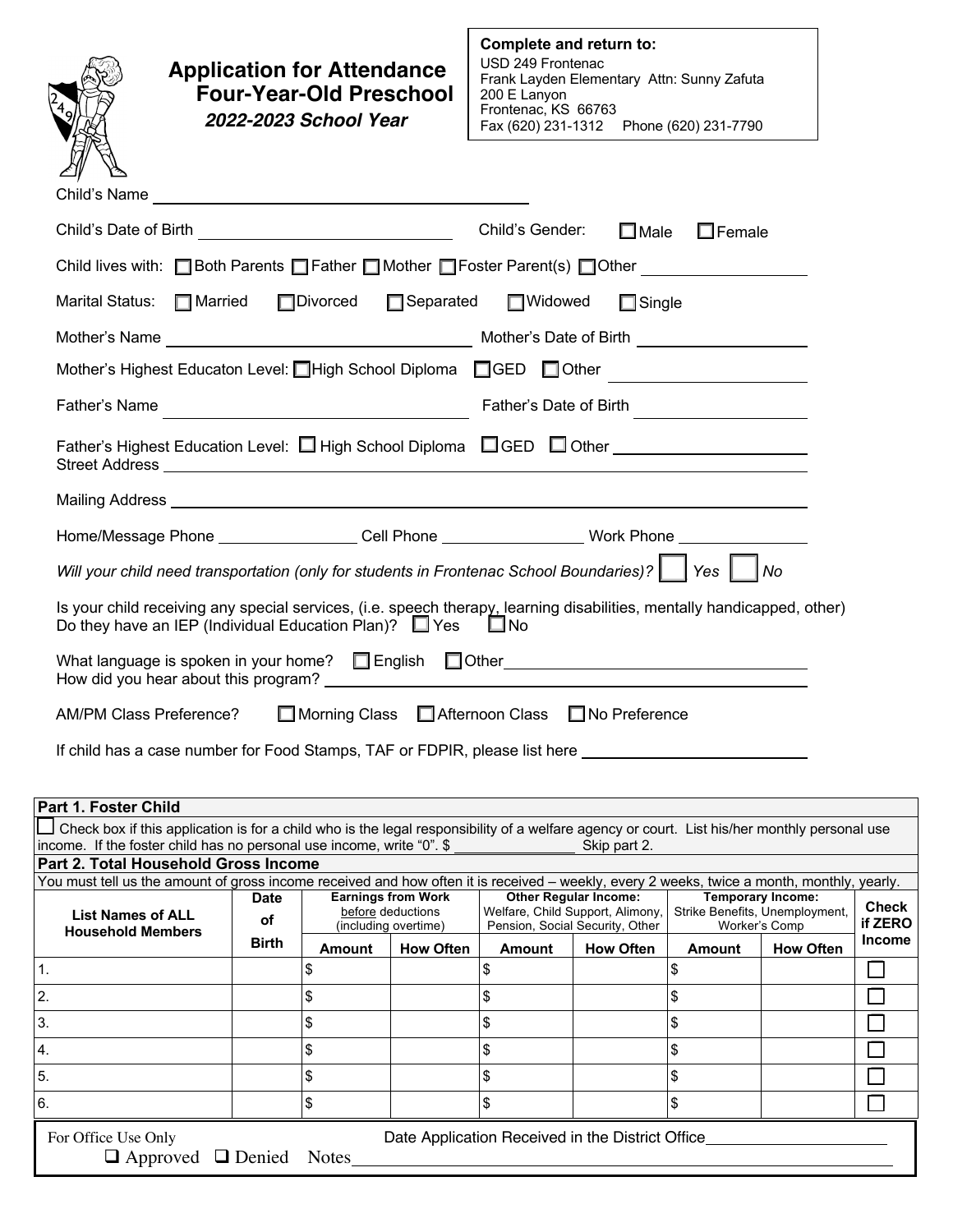# Application for Attendance Four-Year-Old Preschool

***2022-2023 School Year***

**Complete and return to:**
USD 249 Frontenac
Frank Layden Elementary Attn: Sunny Zafuta
200 E Lanyon
Frontenac, KS 66763
Fax (620) 231-1312 Phone (620) 231-7790

Child's Name ______________________________

Child's Date of Birth ______________________ Child's Gender: ☐ Male ☐ Female

Child lives with: ☐ Both Parents ☐ Father ☐ Mother ☐ Foster Parent(s) ☐ Other ______________

Marital Status: ☐ Married ☐ Divorced ☐ Separated ☐ Widowed ☐ Single

Mother's Name ______________________ Mother's Date of Birth ______________

Mother's Highest Educaton Level: ☐ High School Diploma ☐ GED ☐ Other ______________

Father's Name ______________________ Father's Date of Birth ______________

Father's Highest Education Level: ☐ High School Diploma ☐ GED ☐ Other ______________

Street Address ______________________________________________

Mailing Address ______________________________________________

Home/Message Phone ______________ Cell Phone ______________ Work Phone ______________

*Will your child need transportation (only for students in Frontenac School Boundaries)?* ☐ *Yes* ☐ *No*

Is your child receiving any special services, (i.e. speech therapy, learning disabilities, mentally handicapped, other)
Do they have an IEP (Individual Education Plan)? ☐ Yes ☐ No

What language is spoken in your home? ☐ English ☐ Other ______________________
How did you hear about this program? ______________________________

AM/PM Class Preference? ☐ Morning Class ☐ Afternoon Class ☐ No Preference

If child has a case number for Food Stamps, TAF or FDPIR, please list here ______________

**Part 1. Foster Child**

☐ Check box if this application is for a child who is the legal responsibility of a welfare agency or court. List his/her monthly personal use income. If the foster child has no personal use income, write "0". $ ______________ Skip part 2.

**Part 2. Total Household Gross Income**

You must tell us the amount of gross income received and how often it is received – weekly, every 2 weeks, twice a month, monthly, yearly.

| List Names of ALL Household Members | Date of Birth | Earnings from Work before deductions (including overtime) | | Other Regular Income: Welfare, Child Support, Alimony, Pension, Social Security, Other | | Temporary Income: Strike Benefits, Unemployment, Worker's Comp | | Check if ZERO Income |
|---|---|---|---|---|---|---|---|---|
| | | Amount | How Often | Amount | How Often | Amount | How Often | |
| 1. | | $ | | $ | | $ | | ☐ |
| 2. | | $ | | $ | | $ | | ☐ |
| 3. | | $ | | $ | | $ | | ☐ |
| 4. | | $ | | $ | | $ | | ☐ |
| 5. | | $ | | $ | | $ | | ☐ |
| 6. | | $ | | $ | | $ | | ☐ |

For Office Use Only Date Application Received in the District Office ______________

☐ Approved ☐ Denied Notes ______________________________________________